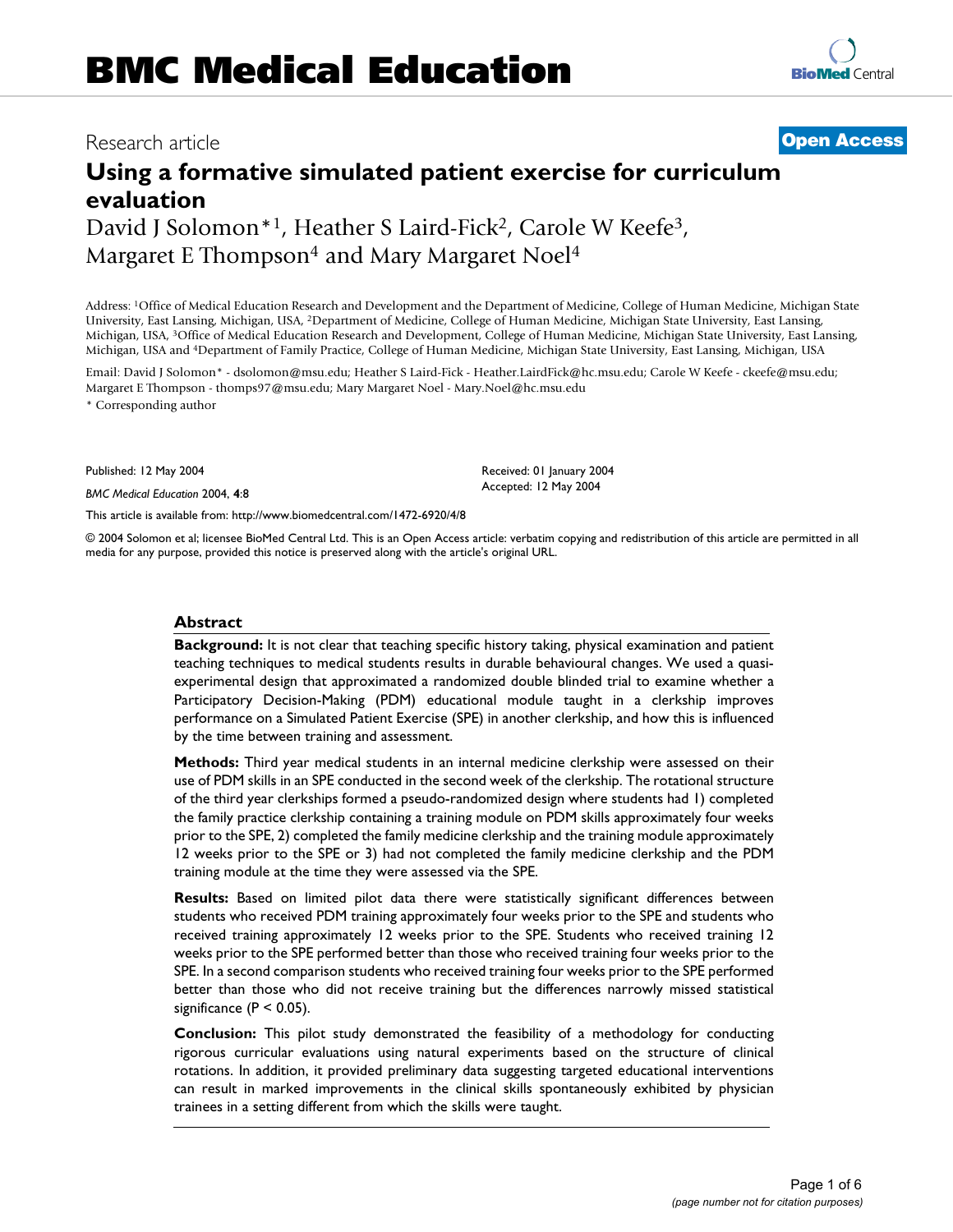# BMC Medical Education

Research article

**Open Access**

# Using a formative simulated patient exercise for curriculum evaluation

David J Solomon*[1], Heather S Laird-Fick[2], Carole W Keefe[3], Margaret E Thompson[4] and Mary Margaret Noel[4]

Address: [1]Office of Medical Education Research and Development and the Department of Medicine, College of Human Medicine, Michigan State University, East Lansing, Michigan, USA, [2]Department of Medicine, College of Human Medicine, Michigan State University, East Lansing, Michigan, USA, [3]Office of Medical Education Research and Development, College of Human Medicine, Michigan State University, East Lansing, Michigan, USA and [4]Department of Family Practice, College of Human Medicine, Michigan State University, East Lansing, Michigan, USA

Email: David J Solomon* - dsolomon@msu.edu; Heather S Laird-Fick - Heather.LairdFick@hc.msu.edu; Carole W Keefe - ckeefe@msu.edu; Margaret E Thompson - thomps97@msu.edu; Mary Margaret Noel - Mary.Noel@hc.msu.edu

* Corresponding author

Published: 12 May 2004

*BMC Medical Education* 2004, **4**:8

Received: 01 January 2004
Accepted: 12 May 2004

This article is available from: http://www.biomedcentral.com/1472-6920/4/8

© 2004 Solomon et al; licensee BioMed Central Ltd. This is an Open Access article: verbatim copying and redistribution of this article are permitted in all media for any purpose, provided this notice is preserved along with the article's original URL.

## Abstract

**Background:** It is not clear that teaching specific history taking, physical examination and patient teaching techniques to medical students results in durable behavioural changes. We used a quasi-experimental design that approximated a randomized double blinded trial to examine whether a Participatory Decision-Making (PDM) educational module taught in a clerkship improves performance on a Simulated Patient Exercise (SPE) in another clerkship, and how this is influenced by the time between training and assessment.

**Methods:** Third year medical students in an internal medicine clerkship were assessed on their use of PDM skills in an SPE conducted in the second week of the clerkship. The rotational structure of the third year clerkships formed a pseudo-randomized design where students had 1) completed the family practice clerkship containing a training module on PDM skills approximately four weeks prior to the SPE, 2) completed the family medicine clerkship and the training module approximately 12 weeks prior to the SPE or 3) had not completed the family medicine clerkship and the PDM training module at the time they were assessed via the SPE.

**Results:** Based on limited pilot data there were statistically significant differences between students who received PDM training approximately four weeks prior to the SPE and students who received training approximately 12 weeks prior to the SPE. Students who received training 12 weeks prior to the SPE performed better than those who received training four weeks prior to the SPE. In a second comparison students who received training four weeks prior to the SPE performed better than those who did not receive training but the differences narrowly missed statistical significance ($P < 0.05$).

**Conclusion:** This pilot study demonstrated the feasibility of a methodology for conducting rigorous curricular evaluations using natural experiments based on the structure of clinical rotations. In addition, it provided preliminary data suggesting targeted educational interventions can result in marked improvements in the clinical skills spontaneously exhibited by physician trainees in a setting different from which the skills were taught.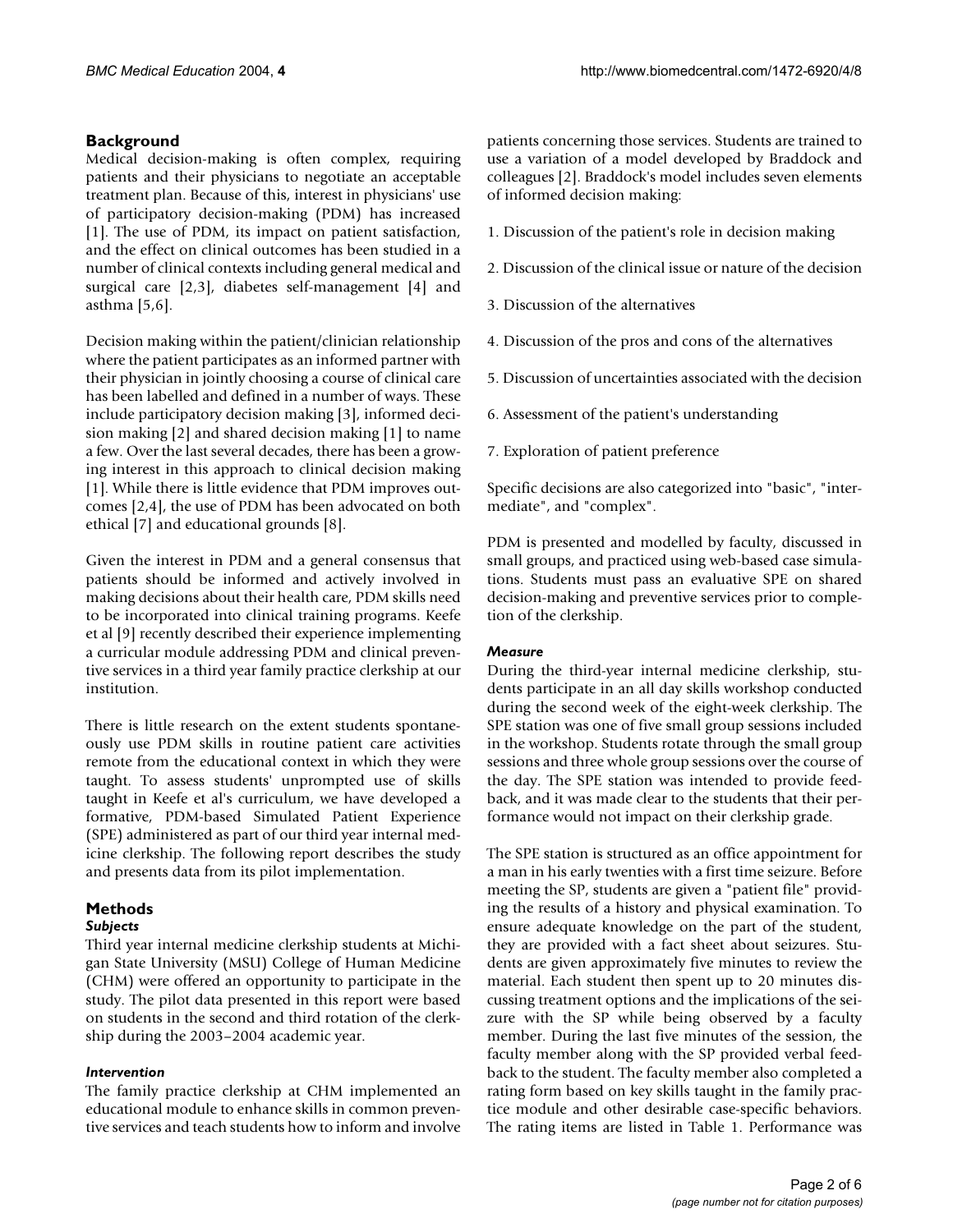## Background

Medical decision-making is often complex, requiring patients and their physicians to negotiate an acceptable treatment plan. Because of this, interest in physicians' use of participatory decision-making (PDM) has increased [1]. The use of PDM, its impact on patient satisfaction, and the effect on clinical outcomes has been studied in a number of clinical contexts including general medical and surgical care [2,3], diabetes self-management [4] and asthma [5,6].

Decision making within the patient/clinician relationship where the patient participates as an informed partner with their physician in jointly choosing a course of clinical care has been labelled and defined in a number of ways. These include participatory decision making [3], informed decision making [2] and shared decision making [1] to name a few. Over the last several decades, there has been a growing interest in this approach to clinical decision making [1]. While there is little evidence that PDM improves outcomes [2,4], the use of PDM has been advocated on both ethical [7] and educational grounds [8].

Given the interest in PDM and a general consensus that patients should be informed and actively involved in making decisions about their health care, PDM skills need to be incorporated into clinical training programs. Keefe et al [9] recently described their experience implementing a curricular module addressing PDM and clinical preventive services in a third year family practice clerkship at our institution.

There is little research on the extent students spontaneously use PDM skills in routine patient care activities remote from the educational context in which they were taught. To assess students' unprompted use of skills taught in Keefe et al's curriculum, we have developed a formative, PDM-based Simulated Patient Experience (SPE) administered as part of our third year internal medicine clerkship. The following report describes the study and presents data from its pilot implementation.

## Methods

### *Subjects*

Third year internal medicine clerkship students at Michigan State University (MSU) College of Human Medicine (CHM) were offered an opportunity to participate in the study. The pilot data presented in this report were based on students in the second and third rotation of the clerkship during the 2003–2004 academic year.

### *Intervention*

The family practice clerkship at CHM implemented an educational module to enhance skills in common preventive services and teach students how to inform and involve patients concerning those services. Students are trained to use a variation of a model developed by Braddock and colleagues [2]. Braddock's model includes seven elements of informed decision making:

1. Discussion of the patient's role in decision making

2. Discussion of the clinical issue or nature of the decision

3. Discussion of the alternatives

4. Discussion of the pros and cons of the alternatives

5. Discussion of uncertainties associated with the decision

6. Assessment of the patient's understanding

7. Exploration of patient preference

Specific decisions are also categorized into "basic", "intermediate", and "complex".

PDM is presented and modelled by faculty, discussed in small groups, and practiced using web-based case simulations. Students must pass an evaluative SPE on shared decision-making and preventive services prior to completion of the clerkship.

### *Measure*

During the third-year internal medicine clerkship, students participate in an all day skills workshop conducted during the second week of the eight-week clerkship. The SPE station was one of five small group sessions included in the workshop. Students rotate through the small group sessions and three whole group sessions over the course of the day. The SPE station was intended to provide feedback, and it was made clear to the students that their performance would not impact on their clerkship grade.

The SPE station is structured as an office appointment for a man in his early twenties with a first time seizure. Before meeting the SP, students are given a "patient file" providing the results of a history and physical examination. To ensure adequate knowledge on the part of the student, they are provided with a fact sheet about seizures. Students are given approximately five minutes to review the material. Each student then spent up to 20 minutes discussing treatment options and the implications of the seizure with the SP while being observed by a faculty member. During the last five minutes of the session, the faculty member along with the SP provided verbal feedback to the student. The faculty member also completed a rating form based on key skills taught in the family practice module and other desirable case-specific behaviors. The rating items are listed in Table 1. Performance was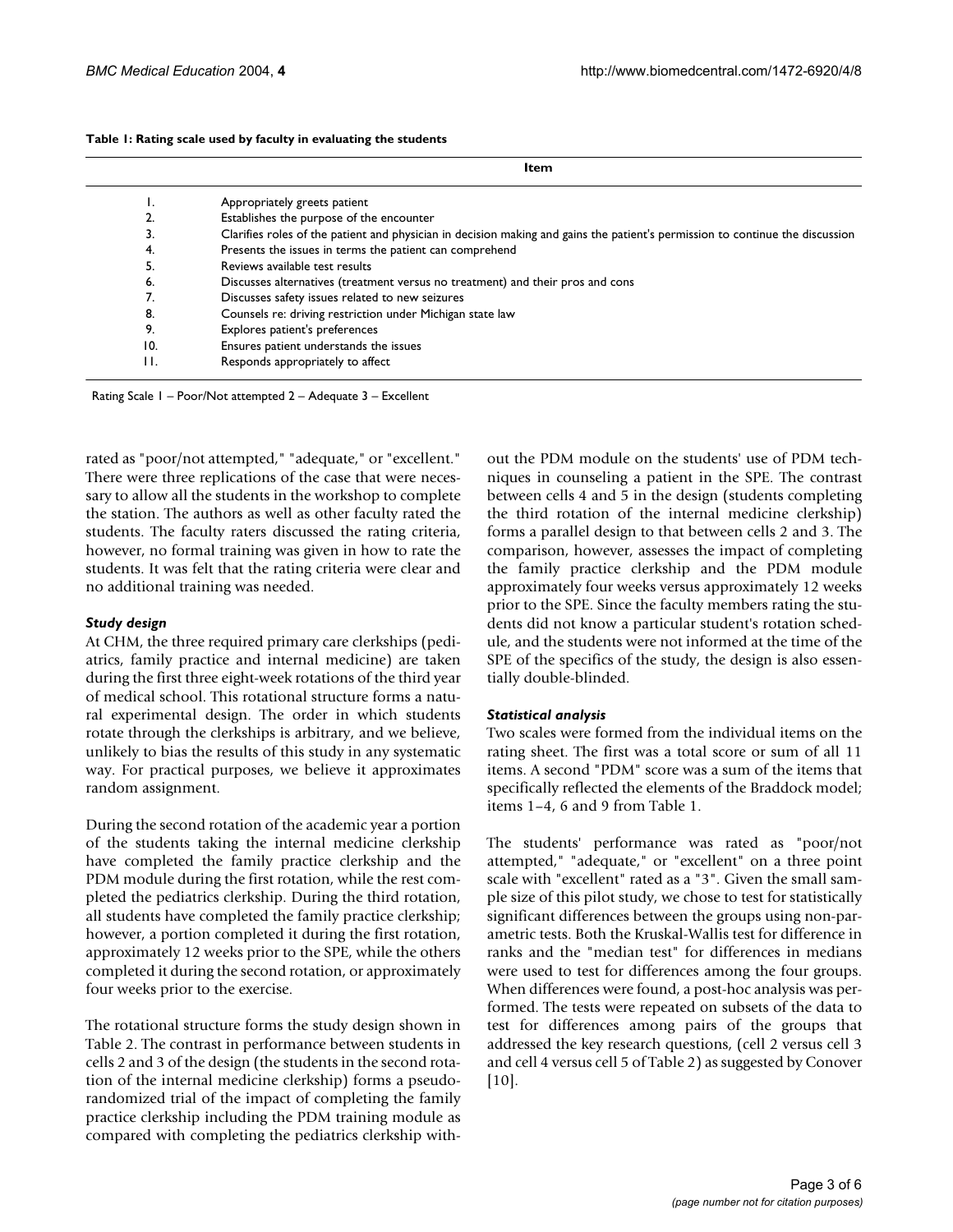**Table 1: Rating scale used by faculty in evaluating the students**

| | Item |
|---|---|
| 1. | Appropriately greets patient |
| 2. | Establishes the purpose of the encounter |
| 3. | Clarifies roles of the patient and physician in decision making and gains the patient's permission to continue the discussion |
| 4. | Presents the issues in terms the patient can comprehend |
| 5. | Reviews available test results |
| 6. | Discusses alternatives (treatment versus no treatment) and their pros and cons |
| 7. | Discusses safety issues related to new seizures |
| 8. | Counsels re: driving restriction under Michigan state law |
| 9. | Explores patient's preferences |
| 10. | Ensures patient understands the issues |
| 11. | Responds appropriately to affect |

Rating Scale 1 – Poor/Not attempted 2 – Adequate 3 – Excellent

rated as "poor/not attempted," "adequate," or "excellent." There were three replications of the case that were necessary to allow all the students in the workshop to complete the station. The authors as well as other faculty rated the students. The faculty raters discussed the rating criteria, however, no formal training was given in how to rate the students. It was felt that the rating criteria were clear and no additional training was needed.

### *Study design*

At CHM, the three required primary care clerkships (pediatrics, family practice and internal medicine) are taken during the first three eight-week rotations of the third year of medical school. This rotational structure forms a natural experimental design. The order in which students rotate through the clerkships is arbitrary, and we believe, unlikely to bias the results of this study in any systematic way. For practical purposes, we believe it approximates random assignment.

During the second rotation of the academic year a portion of the students taking the internal medicine clerkship have completed the family practice clerkship and the PDM module during the first rotation, while the rest completed the pediatrics clerkship. During the third rotation, all students have completed the family practice clerkship; however, a portion completed it during the first rotation, approximately 12 weeks prior to the SPE, while the others completed it during the second rotation, or approximately four weeks prior to the exercise.

The rotational structure forms the study design shown in Table 2. The contrast in performance between students in cells 2 and 3 of the design (the students in the second rotation of the internal medicine clerkship) forms a pseudo-randomized trial of the impact of completing the family practice clerkship including the PDM training module as compared with completing the pediatrics clerkship without the PDM module on the students' use of PDM techniques in counseling a patient in the SPE. The contrast between cells 4 and 5 in the design (students completing the third rotation of the internal medicine clerkship) forms a parallel design to that between cells 2 and 3. The comparison, however, assesses the impact of completing the family practice clerkship and the PDM module approximately four weeks versus approximately 12 weeks prior to the SPE. Since the faculty members rating the students did not know a particular student's rotation schedule, and the students were not informed at the time of the SPE of the specifics of the study, the design is also essentially double-blinded.

### *Statistical analysis*

Two scales were formed from the individual items on the rating sheet. The first was a total score or sum of all 11 items. A second "PDM" score was a sum of the items that specifically reflected the elements of the Braddock model; items 1–4, 6 and 9 from Table 1.

The students' performance was rated as "poor/not attempted," "adequate," or "excellent" on a three point scale with "excellent" rated as a "3". Given the small sample size of this pilot study, we chose to test for statistically significant differences between the groups using non-parametric tests. Both the Kruskal-Wallis test for difference in ranks and the "median test" for differences in medians were used to test for differences among the four groups. When differences were found, a post-hoc analysis was performed. The tests were repeated on subsets of the data to test for differences among pairs of the groups that addressed the key research questions, (cell 2 versus cell 3 and cell 4 versus cell 5 of Table 2) as suggested by Conover [10].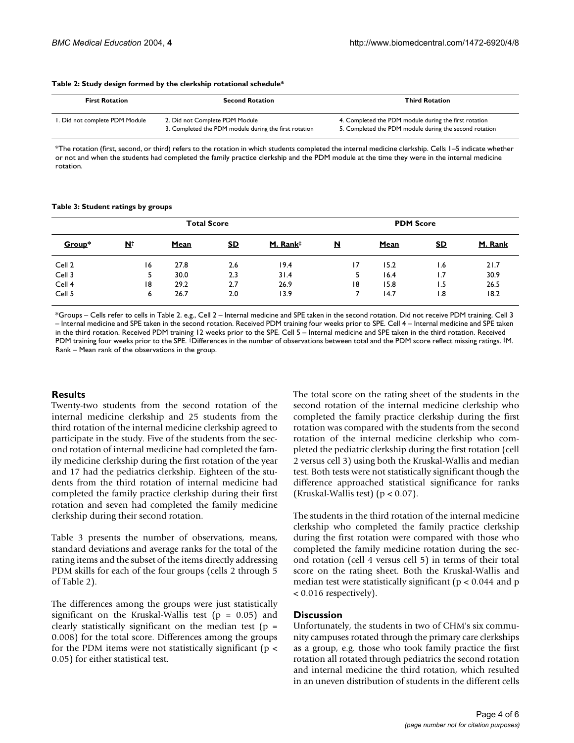**Table 2: Study design formed by the clerkship rotational schedule***

| First Rotation | Second Rotation | Third Rotation |
| --- | --- | --- |
| 1. Did not complete PDM Module | 2. Did not Complete PDM Module<br>3. Completed the PDM module during the first rotation | 4. Completed the PDM module during the first rotation<br>5. Completed the PDM module during the second rotation |

*The rotation (first, second, or third) refers to the rotation in which students completed the internal medicine clerkship. Cells 1–5 indicate whether or not and when the students had completed the family practice clerkship and the PDM module at the time they were in the internal medicine rotation.

**Table 3: Student ratings by groups**

| | Total Score | | | | PDM Score | | | |
| --- | --- | --- | --- | --- | --- | --- | --- | --- |
| Group* | N† | Mean | SD | M. Rank‡ | N | Mean | SD | M. Rank |
| Cell 2 | 16 | 27.8 | 2.6 | 19.4 | 17 | 15.2 | 1.6 | 21.7 |
| Cell 3 | 5 | 30.0 | 2.3 | 31.4 | 5 | 16.4 | 1.7 | 30.9 |
| Cell 4 | 18 | 29.2 | 2.7 | 26.9 | 18 | 15.8 | 1.5 | 26.5 |
| Cell 5 | 6 | 26.7 | 2.0 | 13.9 | 7 | 14.7 | 1.8 | 18.2 |

*Groups – Cells refer to cells in Table 2. e.g., Cell 2 – Internal medicine and SPE taken in the second rotation. Did not receive PDM training. Cell 3 – Internal medicine and SPE taken in the second rotation. Received PDM training four weeks prior to SPE. Cell 4 – Internal medicine and SPE taken in the third rotation. Received PDM training 12 weeks prior to the SPE. Cell 5 – Internal medicine and SPE taken in the third rotation. Received PDM training four weeks prior to the SPE. †Differences in the number of observations between total and the PDM score reflect missing ratings. ‡M. Rank – Mean rank of the observations in the group.

## Results

Twenty-two students from the second rotation of the internal medicine clerkship and 25 students from the third rotation of the internal medicine clerkship agreed to participate in the study. Five of the students from the second rotation of internal medicine had completed the family medicine clerkship during the first rotation of the year and 17 had the pediatrics clerkship. Eighteen of the students from the third rotation of internal medicine had completed the family practice clerkship during their first rotation and seven had completed the family medicine clerkship during their second rotation.

Table 3 presents the number of observations, means, standard deviations and average ranks for the total of the rating items and the subset of the items directly addressing PDM skills for each of the four groups (cells 2 through 5 of Table 2).

The differences among the groups were just statistically significant on the Kruskal-Wallis test ($p = 0.05$) and clearly statistically significant on the median test ($p = 0.008$) for the total score. Differences among the groups for the PDM items were not statistically significant ($p < 0.05$) for either statistical test.

The total score on the rating sheet of the students in the second rotation of the internal medicine clerkship who completed the family practice clerkship during the first rotation was compared with the students from the second rotation of the internal medicine clerkship who completed the pediatric clerkship during the first rotation (cell 2 versus cell 3) using both the Kruskal-Wallis and median test. Both tests were not statistically significant though the difference approached statistical significance for ranks (Kruskal-Wallis test) ($p < 0.07$).

The students in the third rotation of the internal medicine clerkship who completed the family practice clerkship during the first rotation were compared with those who completed the family medicine rotation during the second rotation (cell 4 versus cell 5) in terms of their total score on the rating sheet. Both the Kruskal-Wallis and median test were statistically significant ($p < 0.044$ and $p < 0.016$ respectively).

## Discussion

Unfortunately, the students in two of CHM's six community campuses rotated through the primary care clerkships as a group, e.g. those who took family practice the first rotation all rotated through pediatrics the second rotation and internal medicine the third rotation, which resulted in an uneven distribution of students in the different cells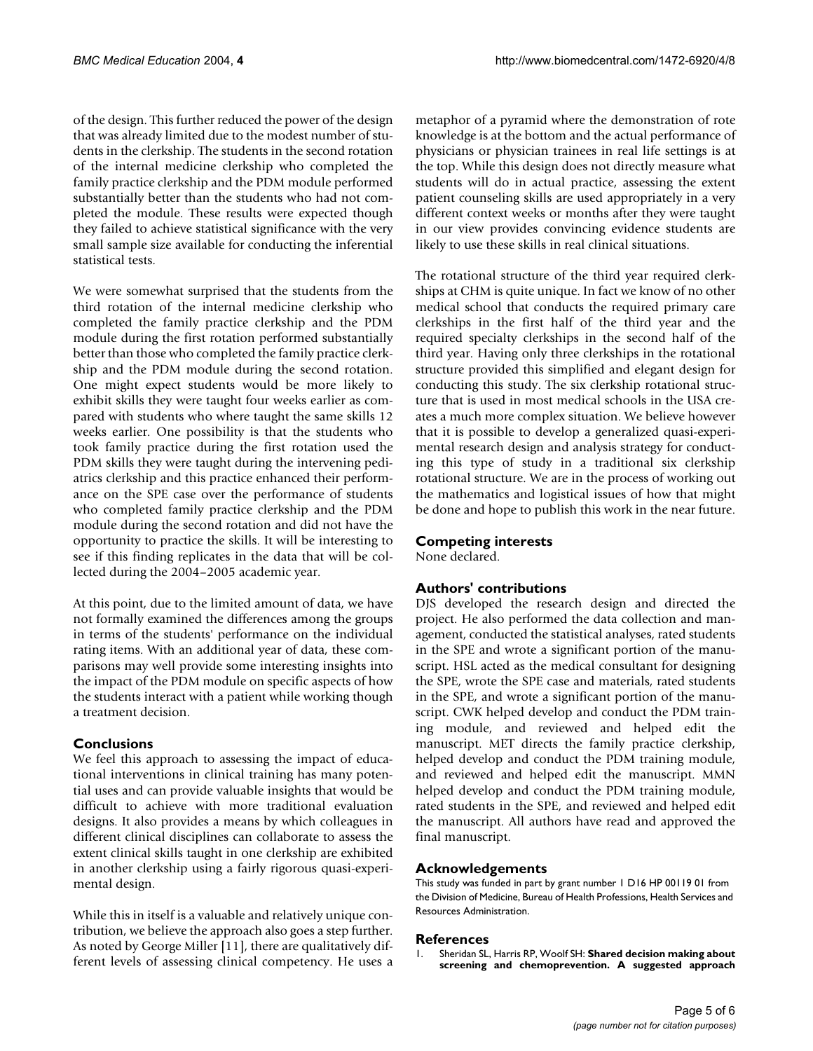of the design. This further reduced the power of the design that was already limited due to the modest number of students in the clerkship. The students in the second rotation of the internal medicine clerkship who completed the family practice clerkship and the PDM module performed substantially better than the students who had not completed the module. These results were expected though they failed to achieve statistical significance with the very small sample size available for conducting the inferential statistical tests.

We were somewhat surprised that the students from the third rotation of the internal medicine clerkship who completed the family practice clerkship and the PDM module during the first rotation performed substantially better than those who completed the family practice clerkship and the PDM module during the second rotation. One might expect students would be more likely to exhibit skills they were taught four weeks earlier as compared with students who where taught the same skills 12 weeks earlier. One possibility is that the students who took family practice during the first rotation used the PDM skills they were taught during the intervening pediatrics clerkship and this practice enhanced their performance on the SPE case over the performance of students who completed family practice clerkship and the PDM module during the second rotation and did not have the opportunity to practice the skills. It will be interesting to see if this finding replicates in the data that will be collected during the 2004–2005 academic year.

At this point, due to the limited amount of data, we have not formally examined the differences among the groups in terms of the students' performance on the individual rating items. With an additional year of data, these comparisons may well provide some interesting insights into the impact of the PDM module on specific aspects of how the students interact with a patient while working though a treatment decision.

## Conclusions

We feel this approach to assessing the impact of educational interventions in clinical training has many potential uses and can provide valuable insights that would be difficult to achieve with more traditional evaluation designs. It also provides a means by which colleagues in different clinical disciplines can collaborate to assess the extent clinical skills taught in one clerkship are exhibited in another clerkship using a fairly rigorous quasi-experimental design.

While this in itself is a valuable and relatively unique contribution, we believe the approach also goes a step further. As noted by George Miller [11], there are qualitatively different levels of assessing clinical competency. He uses a metaphor of a pyramid where the demonstration of rote knowledge is at the bottom and the actual performance of physicians or physician trainees in real life settings is at the top. While this design does not directly measure what students will do in actual practice, assessing the extent patient counseling skills are used appropriately in a very different context weeks or months after they were taught in our view provides convincing evidence students are likely to use these skills in real clinical situations.

The rotational structure of the third year required clerkships at CHM is quite unique. In fact we know of no other medical school that conducts the required primary care clerkships in the first half of the third year and the required specialty clerkships in the second half of the third year. Having only three clerkships in the rotational structure provided this simplified and elegant design for conducting this study. The six clerkship rotational structure that is used in most medical schools in the USA creates a much more complex situation. We believe however that it is possible to develop a generalized quasi-experimental research design and analysis strategy for conducting this type of study in a traditional six clerkship rotational structure. We are in the process of working out the mathematics and logistical issues of how that might be done and hope to publish this work in the near future.

## Competing interests

None declared.

## Authors' contributions

DJS developed the research design and directed the project. He also performed the data collection and management, conducted the statistical analyses, rated students in the SPE and wrote a significant portion of the manuscript. HSL acted as the medical consultant for designing the SPE, wrote the SPE case and materials, rated students in the SPE, and wrote a significant portion of the manuscript. CWK helped develop and conduct the PDM training module, and reviewed and helped edit the manuscript. MET directs the family practice clerkship, helped develop and conduct the PDM training module, and reviewed and helped edit the manuscript. MMN helped develop and conduct the PDM training module, rated students in the SPE, and reviewed and helped edit the manuscript. All authors have read and approved the final manuscript.

## Acknowledgements

This study was funded in part by grant number 1 D16 HP 00119 01 from the Division of Medicine, Bureau of Health Professions, Health Services and Resources Administration.

## References

1. Sheridan SL, Harris RP, Woolf SH: **Shared decision making about screening and chemoprevention. A suggested approach**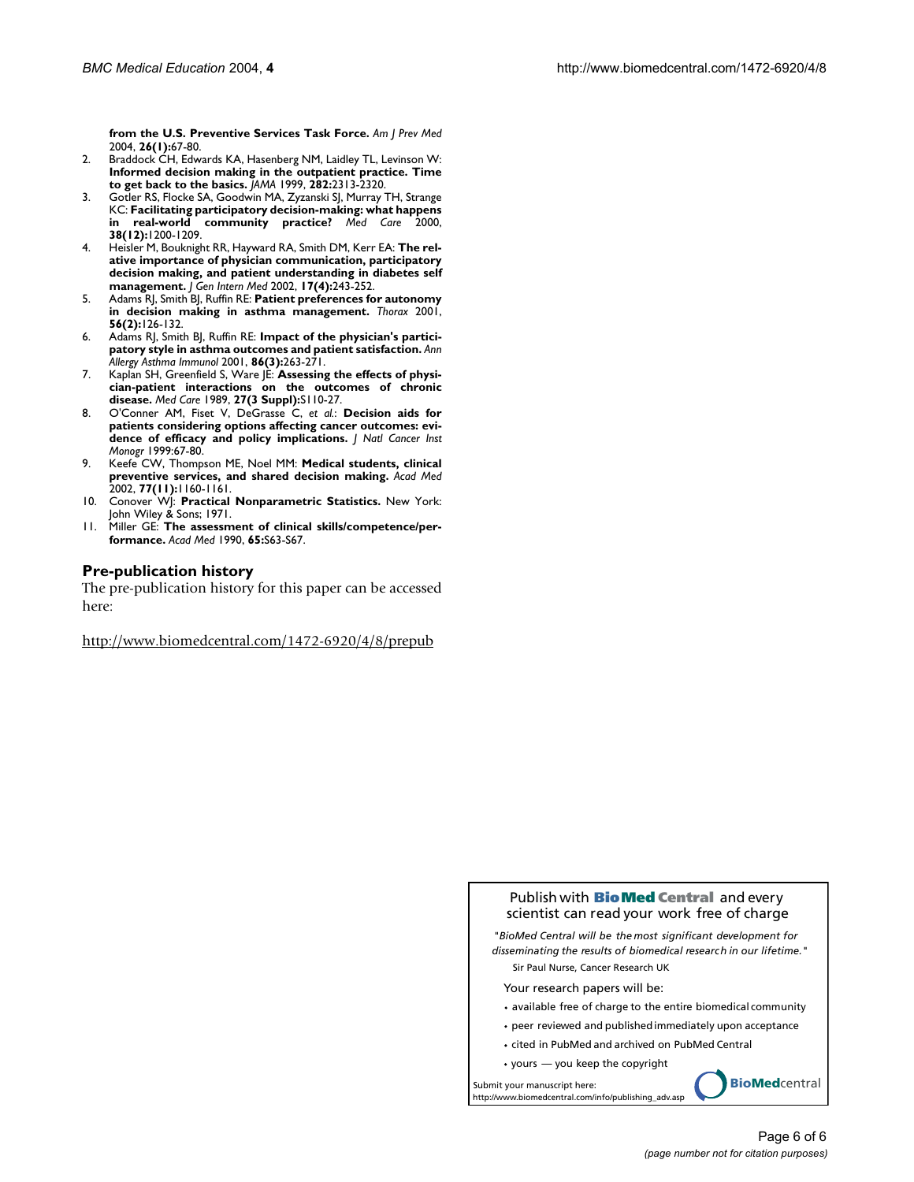**from the U.S. Preventive Services Task Force.** *Am J Prev Med* 2004, **26(1):**67-80.

2. Braddock CH, Edwards KA, Hasenberg NM, Laidley TL, Levinson W: **Informed decision making in the outpatient practice. Time to get back to the basics.** *JAMA* 1999, **282:**2313-2320.
3. Gotler RS, Flocke SA, Goodwin MA, Zyzanski SJ, Murray TH, Strange KC: **Facilitating participatory decision-making: what happens in real-world community practice?** *Med Care* 2000, **38(12):**1200-1209.
4. Heisler M, Bouknight RR, Hayward RA, Smith DM, Kerr EA: **The relative importance of physician communication, participatory decision making, and patient understanding in diabetes self management.** *J Gen Intern Med* 2002, **17(4):**243-252.
5. Adams RJ, Smith BJ, Ruffin RE: **Patient preferences for autonomy in decision making in asthma management.** *Thorax* 2001, **56(2):**126-132.
6. Adams RJ, Smith BJ, Ruffin RE: **Impact of the physician's participatory style in asthma outcomes and patient satisfaction.** *Ann Allergy Asthma Immunol* 2001, **86(3):**263-271.
7. Kaplan SH, Greenfield S, Ware JE: **Assessing the effects of physician-patient interactions on the outcomes of chronic disease.** *Med Care* 1989, **27(3 Suppl):**S110-27.
8. O'Conner AM, Fiset V, DeGrasse C, *et al.*: **Decision aids for patients considering options affecting cancer outcomes: evidence of efficacy and policy implications.** *J Natl Cancer Inst Monogr* 1999:67-80.
9. Keefe CW, Thompson ME, Noel MM: **Medical students, clinical preventive services, and shared decision making.** *Acad Med* 2002, **77(11):**1160-1161.
10. Conover WJ: **Practical Nonparametric Statistics.** New York: John Wiley & Sons; 1971.
11. Miller GE: **The assessment of clinical skills/competence/performance.** *Acad Med* 1990, **65:**S63-S67.

## Pre-publication history

The pre-publication history for this paper can be accessed here:

http://www.biomedcentral.com/1472-6920/4/8/prepub

Publish with **BioMed Central** and every scientist can read your work free of charge

*"BioMed Central will be the most significant development for disseminating the results of biomedical research in our lifetime."*
Sir Paul Nurse, Cancer Research UK

Your research papers will be:

- available free of charge to the entire biomedical community
- peer reviewed and published immediately upon acceptance
- cited in PubMed and archived on PubMed Central
- yours — you keep the copyright

Submit your manuscript here:
http://www.biomedcentral.com/info/publishing_adv.asp

BioMedcentral